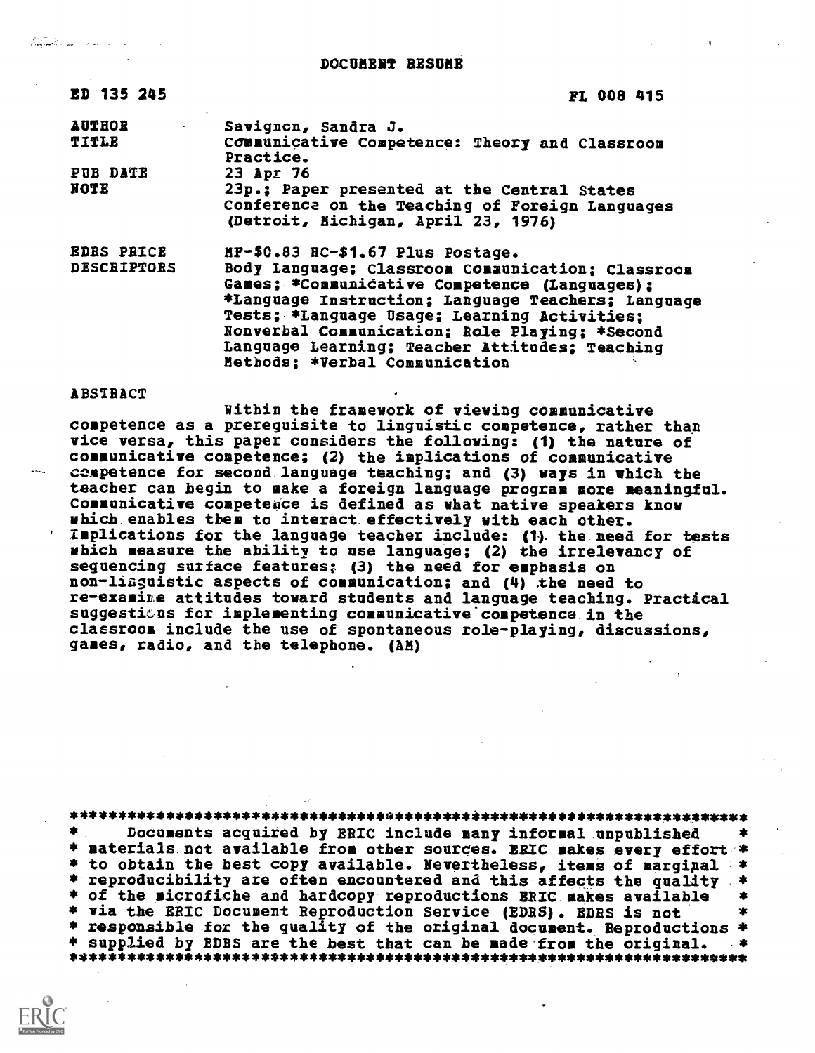# DOCUMENT RESUME

| | |
|---|---|
| ED 135 245 | FL 008 415 |
| AUTHOR | Savignon, Sandra J. |
| TITLE | Communicative Competence: Theory and Classroom Practice. |
| PUB DATE | 23 Apr 76 |
| NOTE | 23p.; Paper presented at the Central States Conference on the Teaching of Foreign Languages (Detroit, Michigan, April 23, 1976) |
| EDRS PRICE | MF-$0.83 HC-$1.67 Plus Postage. |
| DESCRIPTORS | Body Language; Classroom Communication; Classroom Games; *Communicative Competence (Languages); *Language Instruction; Language Teachers; Language Tests; *Language Usage; Learning Activities; Nonverbal Communication; Role Playing; *Second Language Learning; Teacher Attitudes; Teaching Methods; *Verbal Communication |

ABSTRACT

Within the framework of viewing communicative competence as a prerequisite to linguistic competence, rather than vice versa, this paper considers the following: (1) the nature of communicative competence; (2) the implications of communicative competence for second language teaching; and (3) ways in which the teacher can begin to make a foreign language program more meaningful. Communicative competence is defined as what native speakers know which enables them to interact effectively with each other. Implications for the language teacher include: (1) the need for tests which measure the ability to use language; (2) the irrelevancy of sequencing surface features; (3) the need for emphasis on non-linguistic aspects of communication; and (4) the need to re-examine attitudes toward students and language teaching. Practical suggestions for implementing communicative competence in the classroom include the use of spontaneous role-playing, discussions, games, radio, and the telephone. (AM)

***********************************************************************
* Documents acquired by ERIC include many informal unpublished *
* materials not available from other sources. ERIC makes every effort *
* to obtain the best copy available. Nevertheless, items of marginal *
* reproducibility are often encountered and this affects the quality *
* of the microfiche and hardcopy reproductions ERIC makes available *
* via the ERIC Document Reproduction Service (EDRS). EDRS is not *
* responsible for the quality of the original document. Reproductions *
* supplied by EDRS are the best that can be made from the original. *
***********************************************************************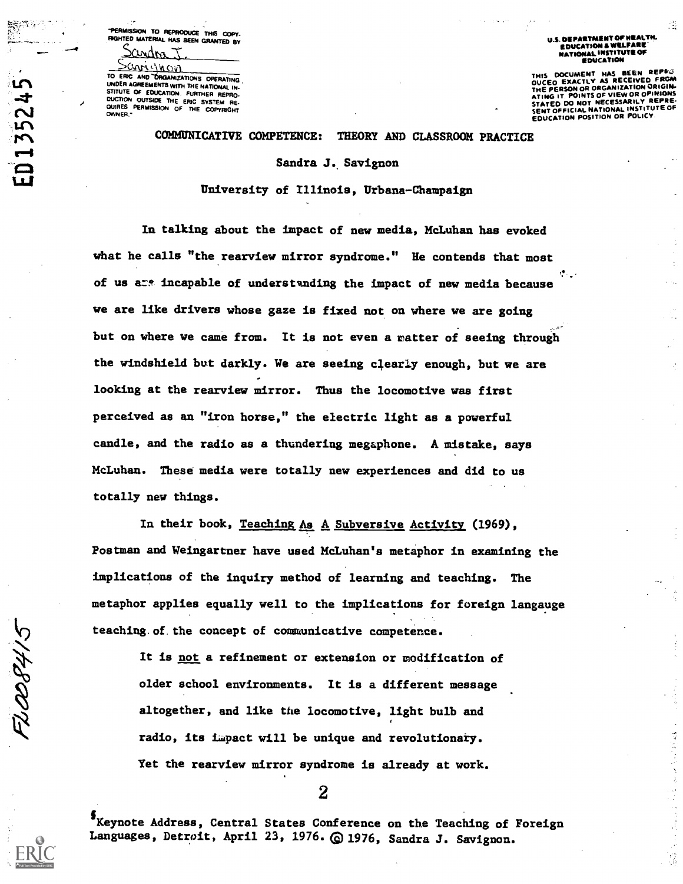"PERMISSION TO REPRODUCE THIS COPYRIGHTED MATERIAL HAS BEEN GRANTED BY Sandra J. Savignon TO ERIC AND ORGANIZATIONS OPERATING UNDER AGREEMENTS WITH THE NATIONAL INSTITUTE OF EDUCATION. FURTHER REPRODUCTION OUTSIDE THE ERIC SYSTEM REQUIRES PERMISSION OF THE COPYRIGHT OWNER."

U.S. DEPARTMENT OF HEALTH, EDUCATION & WELFARE NATIONAL INSTITUTE OF EDUCATION

THIS DOCUMENT HAS BEEN REPRODUCED EXACTLY AS RECEIVED FROM THE PERSON OR ORGANIZATION ORIGINATING IT. POINTS OF VIEW OR OPINIONS STATED DO NOT NECESSARILY REPRESENT OFFICIAL NATIONAL INSTITUTE OF EDUCATION POSITION OR POLICY.

ED135245

# COMMUNICATIVE COMPETENCE: THEORY AND CLASSROOM PRACTICE

Sandra J. Savignon

University of Illinois, Urbana-Champaign

In talking about the impact of new media, McLuhan has evoked what he calls "the rearview mirror syndrome." He contends that most of us are incapable of understanding the impact of new media because we are like drivers whose gaze is fixed not on where we are going but on where we came from. It is not even a matter of seeing through the windshield but darkly. We are seeing clearly enough, but we are looking at the rearview mirror. Thus the locomotive was first perceived as an "iron horse," the electric light as a powerful candle, and the radio as a thundering megaphone. A mistake, says McLuhan. These media were totally new experiences and did to us totally new things.

In their book, Teaching As A Subversive Activity (1969), Postman and Weingartner have used McLuhan's metaphor in examining the implications of the inquiry method of learning and teaching. The metaphor applies equally well to the implications for foreign langauge teaching of the concept of communicative competence.

> It is not a refinement or extension or modification of older school environments. It is a different message altogether, and like the locomotive, light bulb and radio, its impact will be unique and revolutionary.

Yet the rearview mirror syndrome is already at work.

FL008415

[§]Keynote Address, Central States Conference on the Teaching of Foreign Languages, Detroit, April 23, 1976. © 1976, Sandra J. Savignon.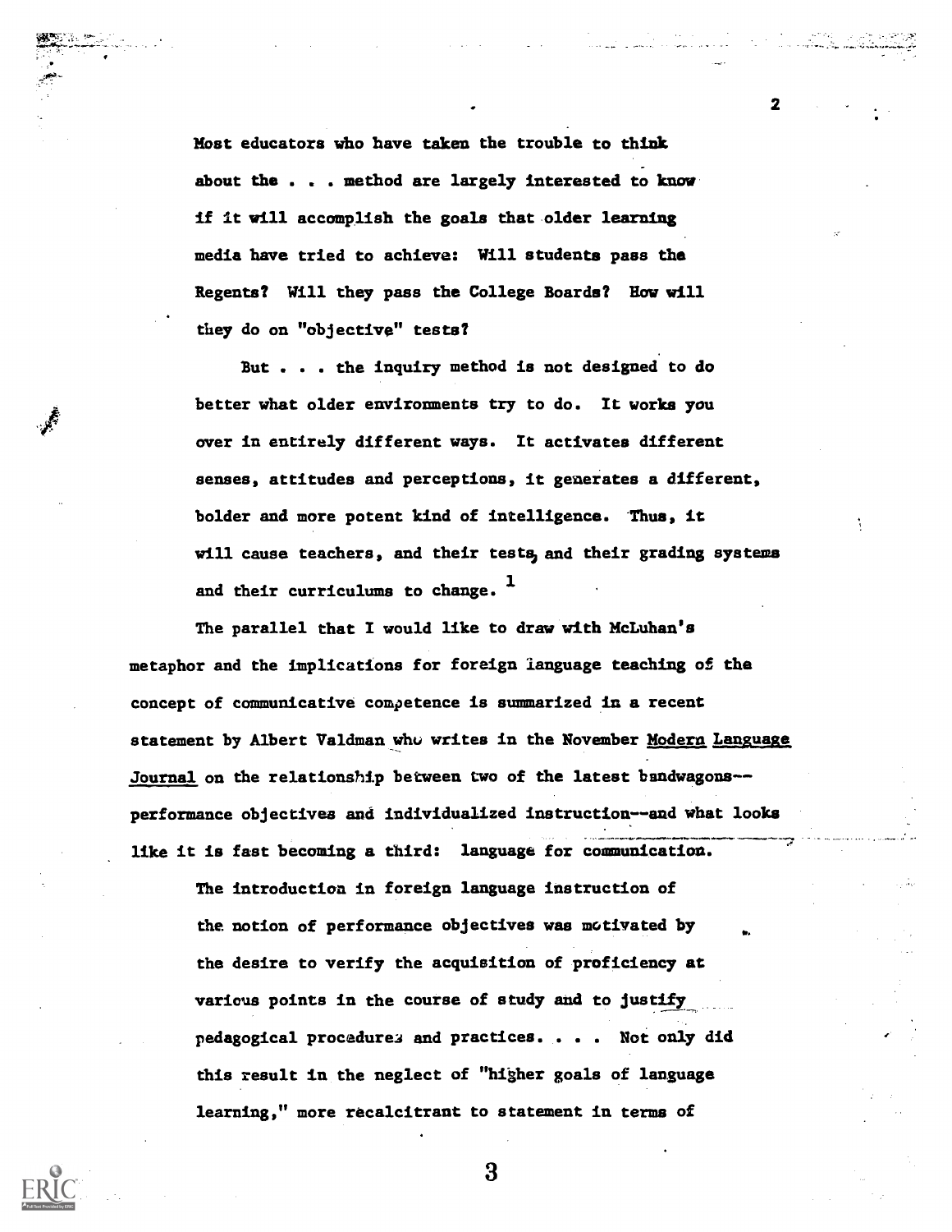> Most educators who have taken the trouble to think about the . . . method are largely interested to know if it will accomplish the goals that older learning media have tried to achieve: Will students pass the Regents? Will they pass the College Boards? How will they do on "objective" tests?
>
> But . . . the inquiry method is not designed to do better what older environments try to do. It works you over in entirely different ways. It activates different senses, attitudes and perceptions, it generates a different, bolder and more potent kind of intelligence. Thus, it will cause teachers, and their tests, and their grading systems and their curriculums to change. [1]

The parallel that I would like to draw with McLuhan's metaphor and the implications for foreign language teaching of the concept of communicative competence is summarized in a recent statement by Albert Valdman who writes in the November Modern Language Journal on the relationship between two of the latest bandwagons--performance objectives and individualized instruction--and what looks like it is fast becoming a third: language for communication.

> The introduction in foreign language instruction of the notion of performance objectives was motivated by the desire to verify the acquisition of proficiency at various points in the course of study and to justify pedagogical procedures and practices. . . . Not only did this result in the neglect of "higher goals of language learning," more recalcitrant to statement in terms of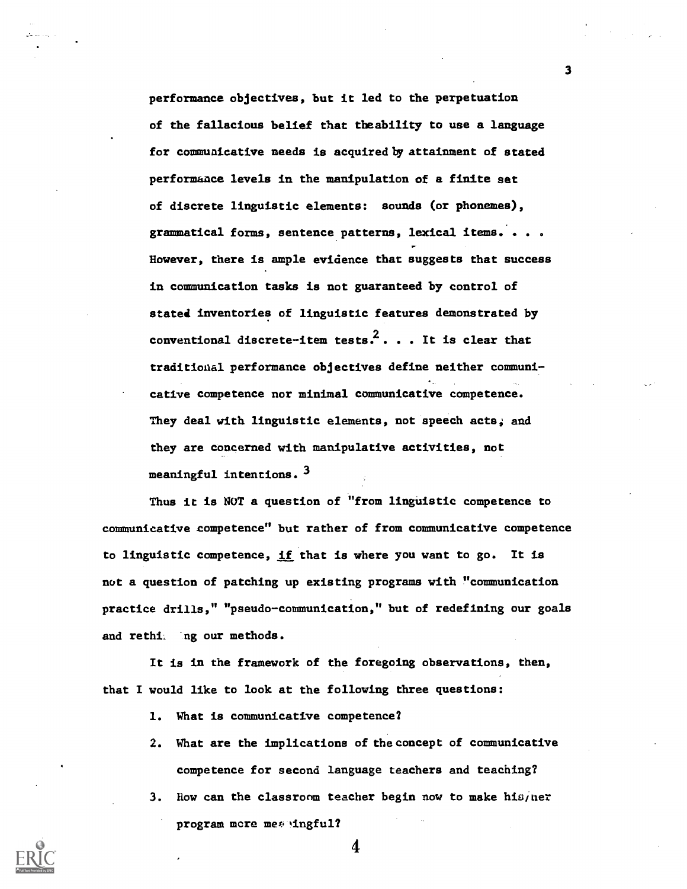performance objectives, but it led to the perpetuation of the fallacious belief that the ability to use a language for communicative needs is acquired by attainment of stated performance levels in the manipulation of a finite set of discrete linguistic elements: sounds (or phonemes), grammatical forms, sentence patterns, lexical items. . . . However, there is ample evidence that suggests that success in communication tasks is not guaranteed by control of stated inventories of linguistic features demonstrated by conventional discrete-item tests.[2] . . . It is clear that traditional performance objectives define neither communicative competence nor minimal communicative competence. They deal with linguistic elements, not speech acts, and they are concerned with manipulative activities, not meaningful intentions.[3]

Thus it is NOT a question of "from linguistic competence to communicative competence" but rather of from communicative competence to linguistic competence, if that is where you want to go. It is not a question of patching up existing programs with "communication practice drills," "pseudo-communication," but of redefining our goals and rethinking our methods.

It is in the framework of the foregoing observations, then, that I would like to look at the following three questions:

1. What is communicative competence?
2. What are the implications of the concept of communicative competence for second language teachers and teaching?
3. How can the classroom teacher begin now to make his/her program more meaningful?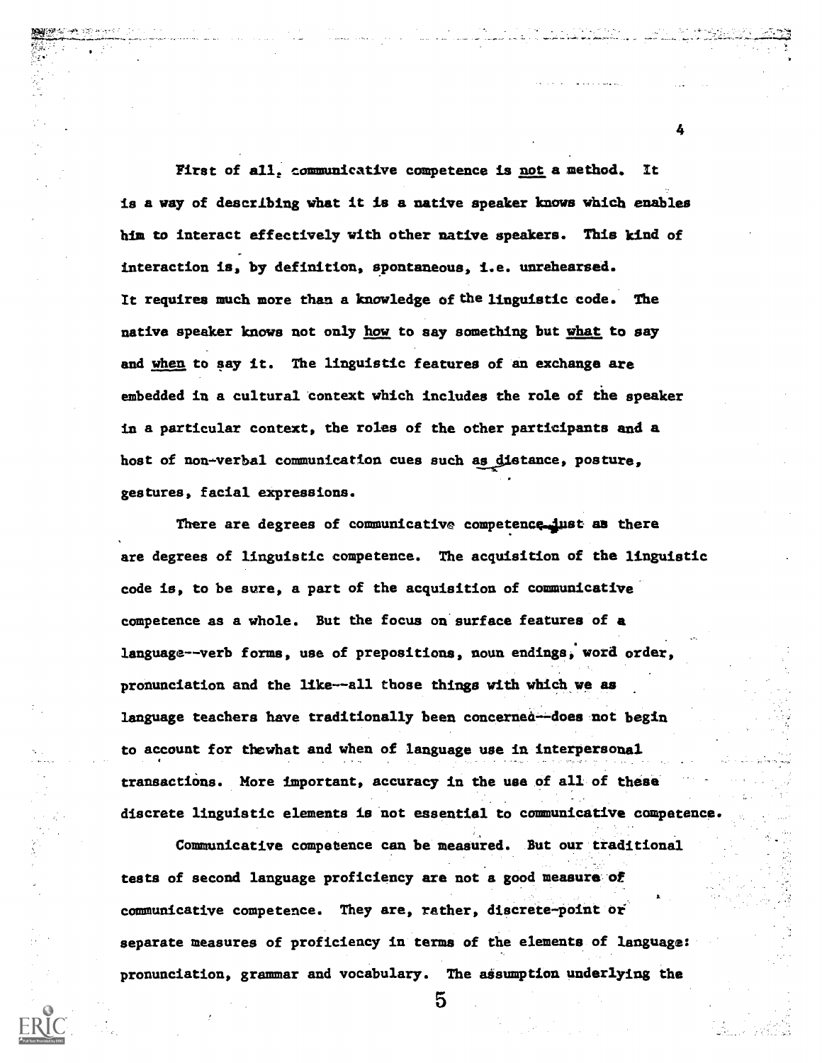First of all, communicative competence is not a method. It is a way of describing what it is a native speaker knows which enables him to interact effectively with other native speakers. This kind of interaction is, by definition, spontaneous, i.e. unrehearsed. It requires much more than a knowledge of the linguistic code. The native speaker knows not only how to say something but what to say and when to say it. The linguistic features of an exchange are embedded in a cultural context which includes the role of the speaker in a particular context, the roles of the other participants and a host of non-verbal communication cues such as distance, posture, gestures, facial expressions.

There are degrees of communicative competence just as there are degrees of linguistic competence. The acquisition of the linguistic code is, to be sure, a part of the acquisition of communicative competence as a whole. But the focus on surface features of a language--verb forms, use of prepositions, noun endings, word order, pronunciation and the like--all those things with which we as language teachers have traditionally been concerned--does not begin to account for the what and when of language use in interpersonal transactions. More important, accuracy in the use of all of these discrete linguistic elements is not essential to communicative competence.

Communicative competence can be measured. But our traditional tests of second language proficiency are not a good measure of communicative competence. They are, rather, discrete-point or separate measures of proficiency in terms of the elements of language: pronunciation, grammar and vocabulary. The assumption underlying the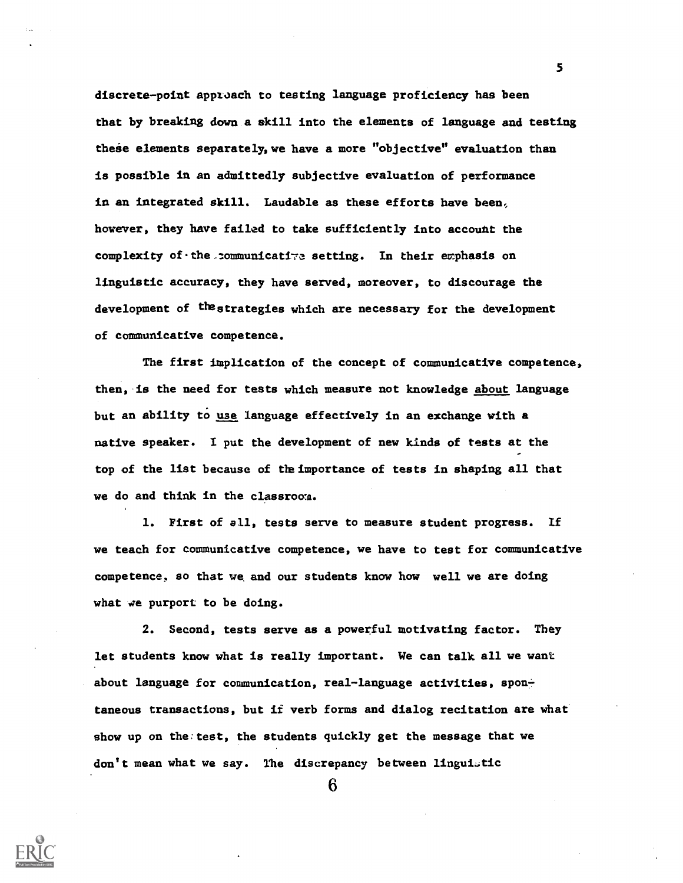discrete-point approach to testing language proficiency has been that by breaking down a skill into the elements of language and testing these elements separately, we have a more "objective" evaluation than is possible in an admittedly subjective evaluation of performance in an integrated skill. Laudable as these efforts have been, however, they have failed to take sufficiently into account the complexity of the communicative setting. In their emphasis on linguistic accuracy, they have served, moreover, to discourage the development of the strategies which are necessary for the development of communicative competence.

The first implication of the concept of communicative competence, then, is the need for tests which measure not knowledge <u>about</u> language but an ability to <u>use</u> language effectively in an exchange with a native speaker. I put the development of new kinds of tests at the top of the list because of the importance of tests in shaping all that we do and think in the classroom.

1. First of all, tests serve to measure student progress. If we teach for communicative competence, we have to test for communicative competence, so that we and our students know how well we are doing what we purport to be doing.

2. Second, tests serve as a powerful motivating factor. They let students know what is really important. We can talk all we want about language for communication, real-language activities, spontaneous transactions, but if verb forms and dialog recitation are what show up on the test, the students quickly get the message that we don't mean what we say. The discrepancy between linguistic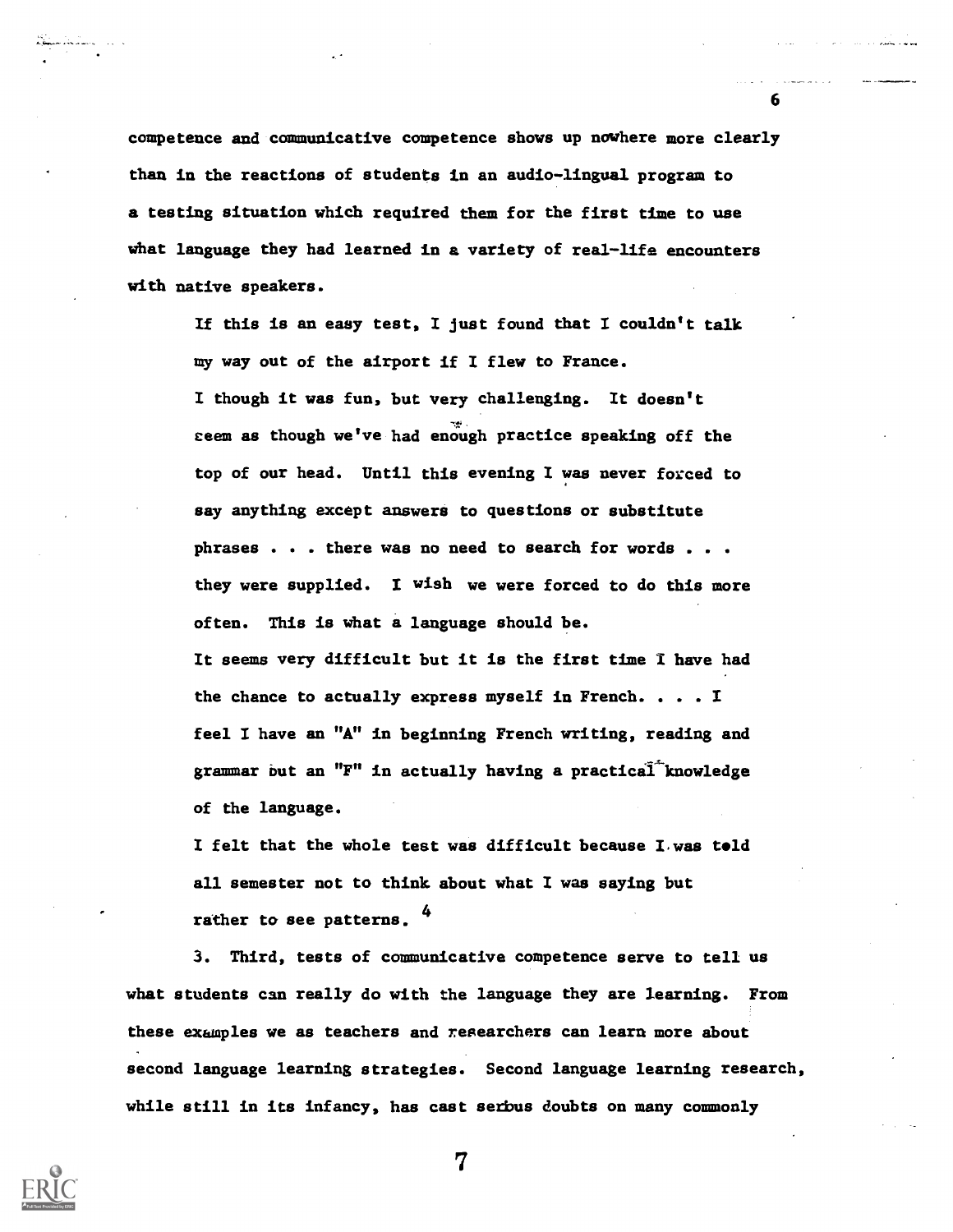competence and communicative competence shows up nowhere more clearly than in the reactions of students in an audio-lingual program to a testing situation which required them for the first time to use what language they had learned in a variety of real-life encounters with native speakers.

> If this is an easy test, I just found that I couldn't talk my way out of the airport if I flew to France.
>
> I though it was fun, but very challenging. It doesn't seem as though we've had enough practice speaking off the top of our head. Until this evening I was never forced to say anything except answers to questions or substitute phrases . . . there was no need to search for words . . . they were supplied. I wish we were forced to do this more often. This is what a language should be.
>
> It seems very difficult but it is the first time I have had the chance to actually express myself in French. . . . I feel I have an "A" in beginning French writing, reading and grammar but an "F" in actually having a practical knowledge of the language.
>
> I felt that the whole test was difficult because I was told all semester not to think about what I was saying but rather to see patterns. [4]

3. Third, tests of communicative competence serve to tell us what students can really do with the language they are learning. From these examples we as teachers and researchers can learn more about second language learning strategies. Second language learning research, while still in its infancy, has cast serious doubts on many commonly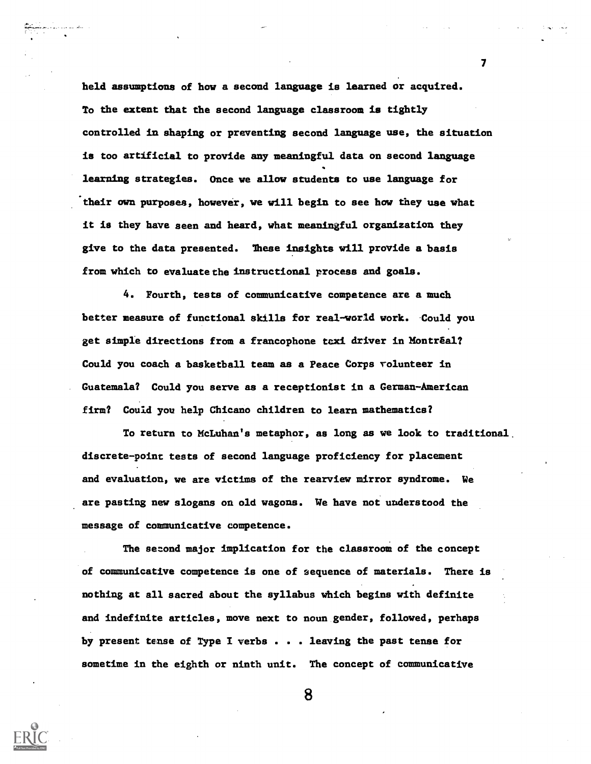held assumptions of how a second language is learned or acquired. To the extent that the second language classroom is tightly controlled in shaping or preventing second language use, the situation is too artificial to provide any meaningful data on second language learning strategies. Once we allow students to use language for their own purposes, however, we will begin to see how they use what it is they have seen and heard, what meaningful organization they give to the data presented. These insights will provide a basis from which to evaluate the instructional process and goals.

4. Fourth, tests of communicative competence are a much better measure of functional skills for real-world work. Could you get simple directions from a francophone taxi driver in Montréal? Could you coach a basketball team as a Peace Corps volunteer in Guatemala? Could you serve as a receptionist in a German-American firm? Could you help Chicano children to learn mathematics?

To return to McLuhan's metaphor, as long as we look to traditional discrete-point tests of second language proficiency for placement and evaluation, we are victims of the rearview mirror syndrome. We are pasting new slogans on old wagons. We have not understood the message of communicative competence.

The second major implication for the classroom of the concept of communicative competence is one of sequence of materials. There is nothing at all sacred about the syllabus which begins with definite and indefinite articles, move next to noun gender, followed, perhaps by present tense of Type I verbs . . . leaving the past tense for sometime in the eighth or ninth unit. The concept of communicative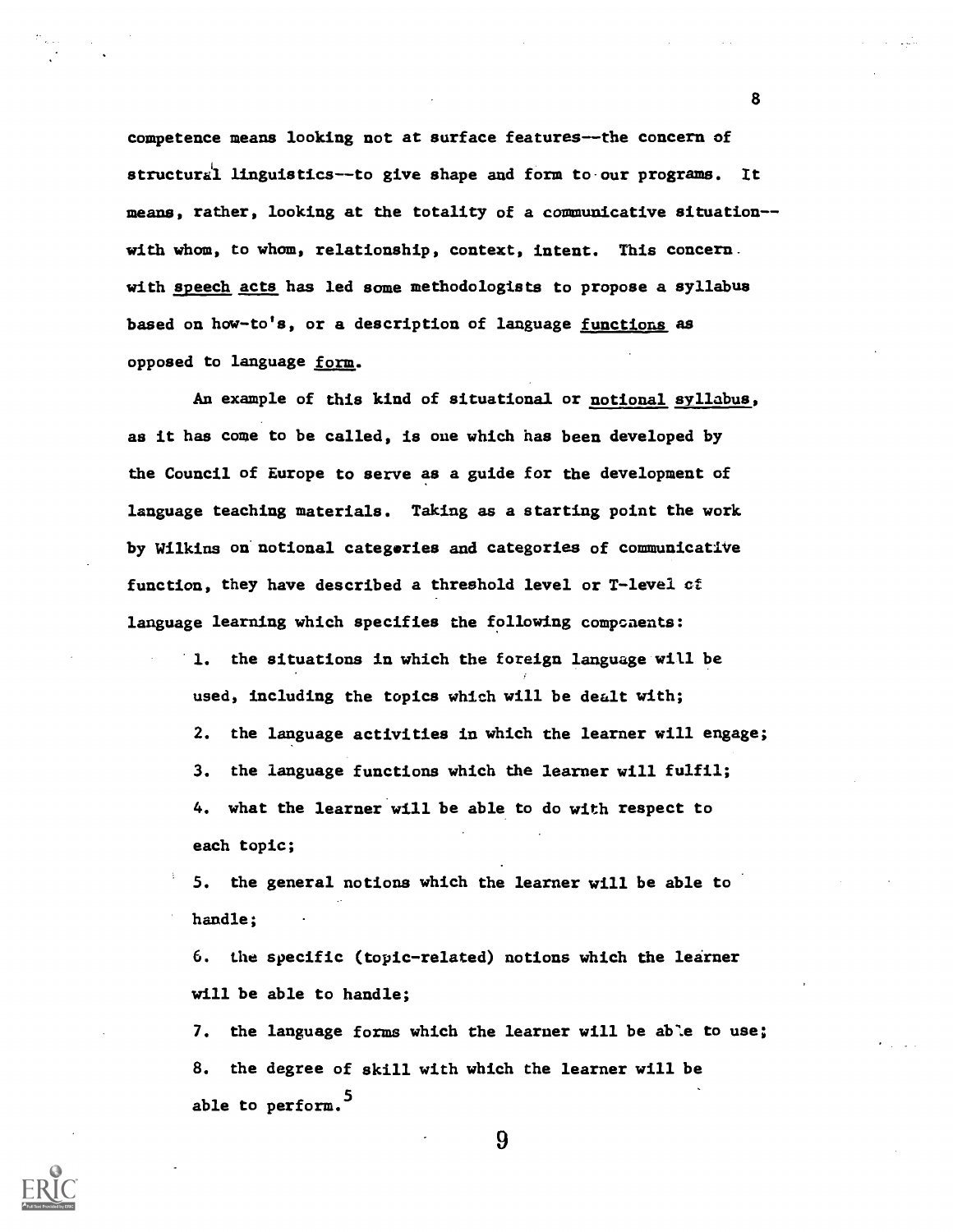competence means looking not at surface features--the concern of structural linguistics--to give shape and form to our programs. It means, rather, looking at the totality of a communicative situation--with whom, to whom, relationship, context, intent. This concern with <u>speech acts</u> has led some methodologists to propose a syllabus based on how-to's, or a description of language <u>functions</u> as opposed to language <u>form</u>.

An example of this kind of situational or <u>notional syllabus</u>, as it has come to be called, is one which has been developed by the Council of Europe to serve as a guide for the development of language teaching materials. Taking as a starting point the work by Wilkins on notional categories and categories of communicative function, they have described a threshold level or T-level of language learning which specifies the following components:

1. the situations in which the foreign language will be used, including the topics which will be dealt with;
2. the language activities in which the learner will engage;
3. the language functions which the learner will fulfil;
4. what the learner will be able to do with respect to each topic;
5. the general notions which the learner will be able to handle;
6. the specific (topic-related) notions which the learner will be able to handle;
7. the language forms which the learner will be able to use;
8. the degree of skill with which the learner will be able to perform.[5]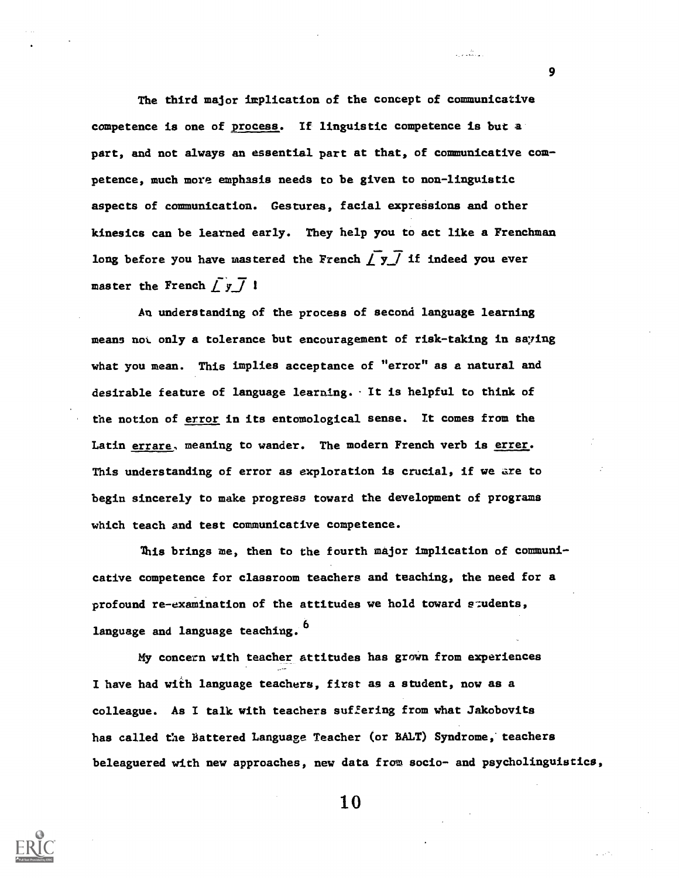The third major implication of the concept of communicative competence is one of <u>process</u>. If linguistic competence is but a part, and not always an essential part at that, of communicative competence, much more emphasis needs to be given to non-linguistic aspects of communication. Gestures, facial expressions and other kinesics can be learned early. They help you to act like a Frenchman long before you have mastered the French [y] if indeed you ever master the French [y] !

An understanding of the process of second language learning means not only a tolerance but encouragement of risk-taking in saying what you mean. This implies acceptance of "error" as a natural and desirable feature of language learning. It is helpful to think of the notion of <u>error</u> in its entomological sense. It comes from the Latin <u>errare</u>, meaning to wander. The modern French verb is <u>errer</u>. This understanding of error as exploration is crucial, if we are to begin sincerely to make progress toward the development of programs which teach and test communicative competence.

This brings me, then to the fourth major implication of communicative competence for classroom teachers and teaching, the need for a profound re-examination of the attitudes we hold toward students, language and language teaching.[6]

My concern with teacher attitudes has grown from experiences I have had with language teachers, first as a student, now as a colleague. As I talk with teachers suffering from what Jakobovits has called the Battered Language Teacher (or BALT) Syndrome, teachers beleaguered with new approaches, new data from socio- and psycholinguistics,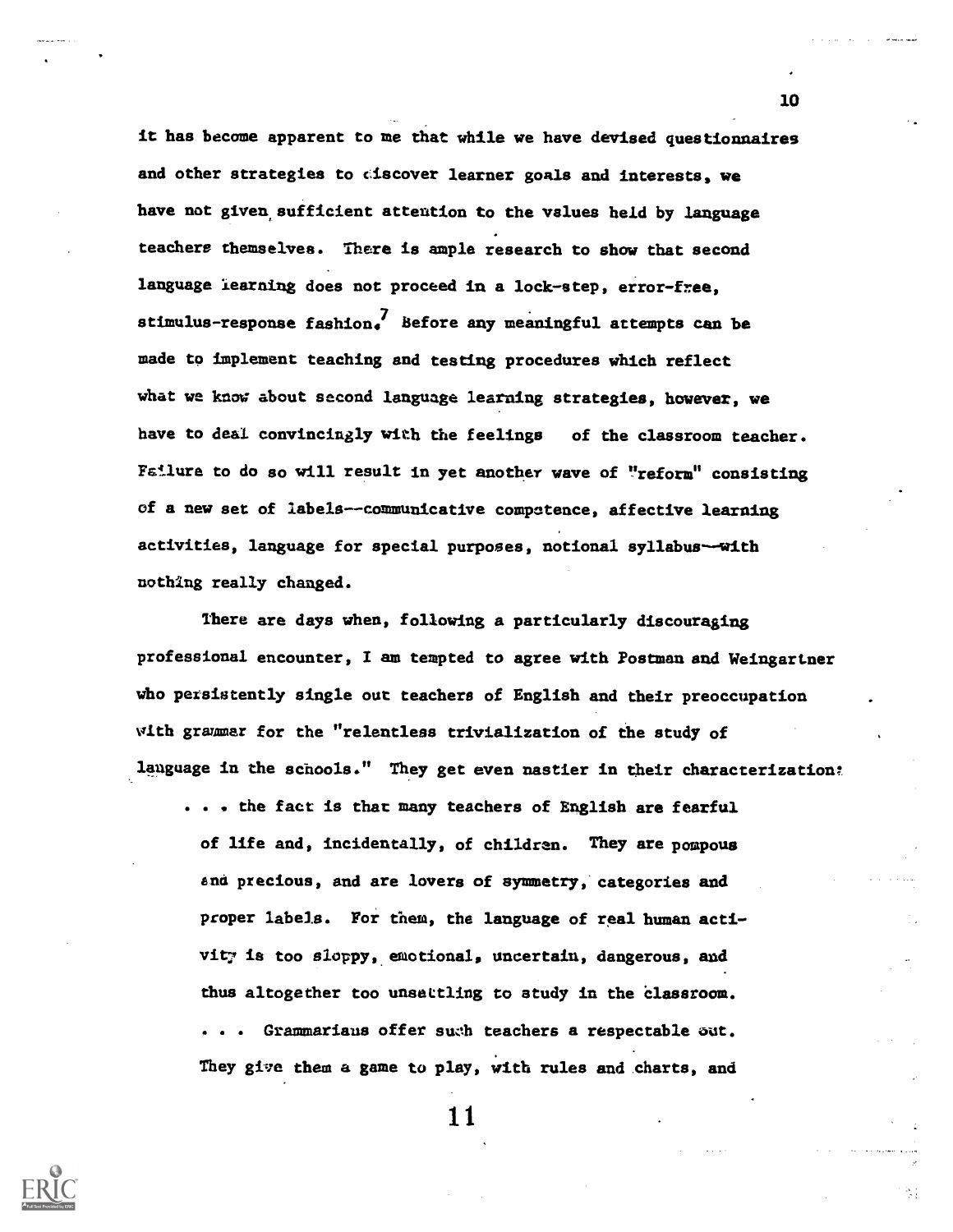it has become apparent to me that while we have devised questionnaires and other strategies to discover learner goals and interests, we have not given sufficient attention to the values held by language teachers themselves. There is ample research to show that second language learning does not proceed in a lock-step, error-free, stimulus-response fashion.[7] Before any meaningful attempts can be made to implement teaching and testing procedures which reflect what we know about second language learning strategies, however, we have to deal convincingly with the feelings of the classroom teacher. Failure to do so will result in yet another wave of "reform" consisting of a new set of labels--communicative competence, affective learning activities, language for special purposes, notional syllabus--with nothing really changed.

There are days when, following a particularly discouraging professional encounter, I am tempted to agree with Postman and Weingartner who persistently single out teachers of English and their preoccupation with grammar for the "relentless trivialization of the study of language in the schools." They get even nastier in their characterization:

> . . . the fact is that many teachers of English are fearful of life and, incidentally, of children. They are pompous and precious, and are lovers of symmetry, categories and proper labels. For them, the language of real human activity is too sloppy, emotional, uncertain, dangerous, and thus altogether too unsettling to study in the classroom. . . . Grammarians offer such teachers a respectable out. They give them a game to play, with rules and charts, and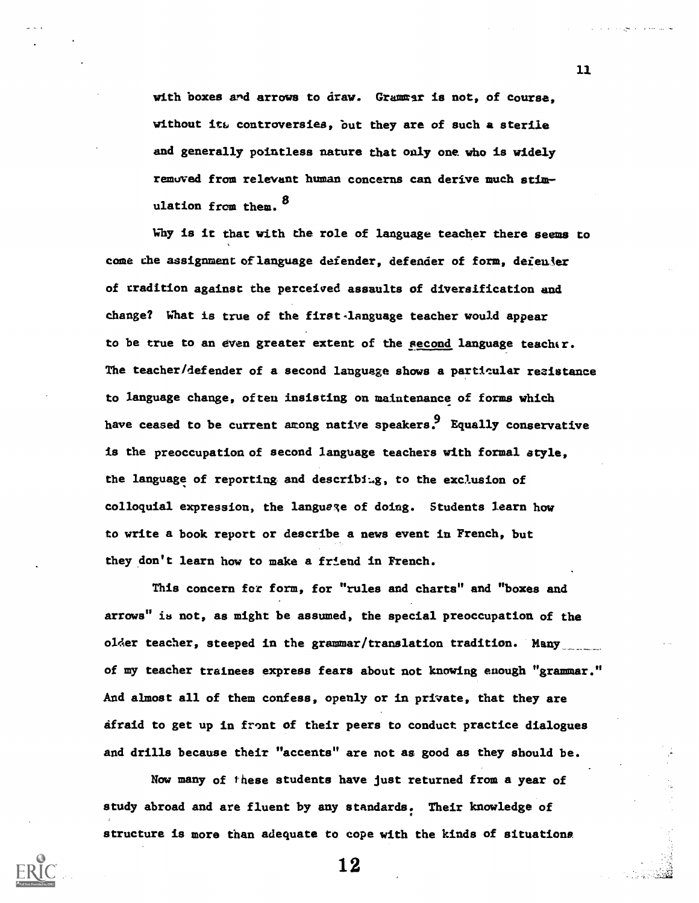with boxes and arrows to draw. Grammar is not, of course, without its controversies, but they are of such a sterile and generally pointless nature that only one who is widely removed from relevant human concerns can derive much stimulation from them.[8]

Why is it that with the role of language teacher there seems to come the assignment of language defender, defender of form, defender of tradition against the perceived assaults of diversification and change? What is true of the first-language teacher would appear to be true to an even greater extent of the <u>second</u> language teacher. The teacher/defender of a second language shows a particular resistance to language change, often insisting on maintenance of forms which have ceased to be current among native speakers.[9] Equally conservative is the preoccupation of second language teachers with formal style, the language of reporting and describing, to the exclusion of colloquial expression, the language of doing. Students learn how to write a book report or describe a news event in French, but they don't learn how to make a friend in French.

This concern for form, for "rules and charts" and "boxes and arrows" is not, as might be assumed, the special preoccupation of the older teacher, steeped in the grammar/translation tradition. Many of my teacher trainees express fears about not knowing enough "grammar." And almost all of them confess, openly or in private, that they are afraid to get up in front of their peers to conduct practice dialogues and drills because their "accents" are not as good as they should be.

Now many of these students have just returned from a year of study abroad and are fluent by any standards. Their knowledge of structure is more than adequate to cope with the kinds of situations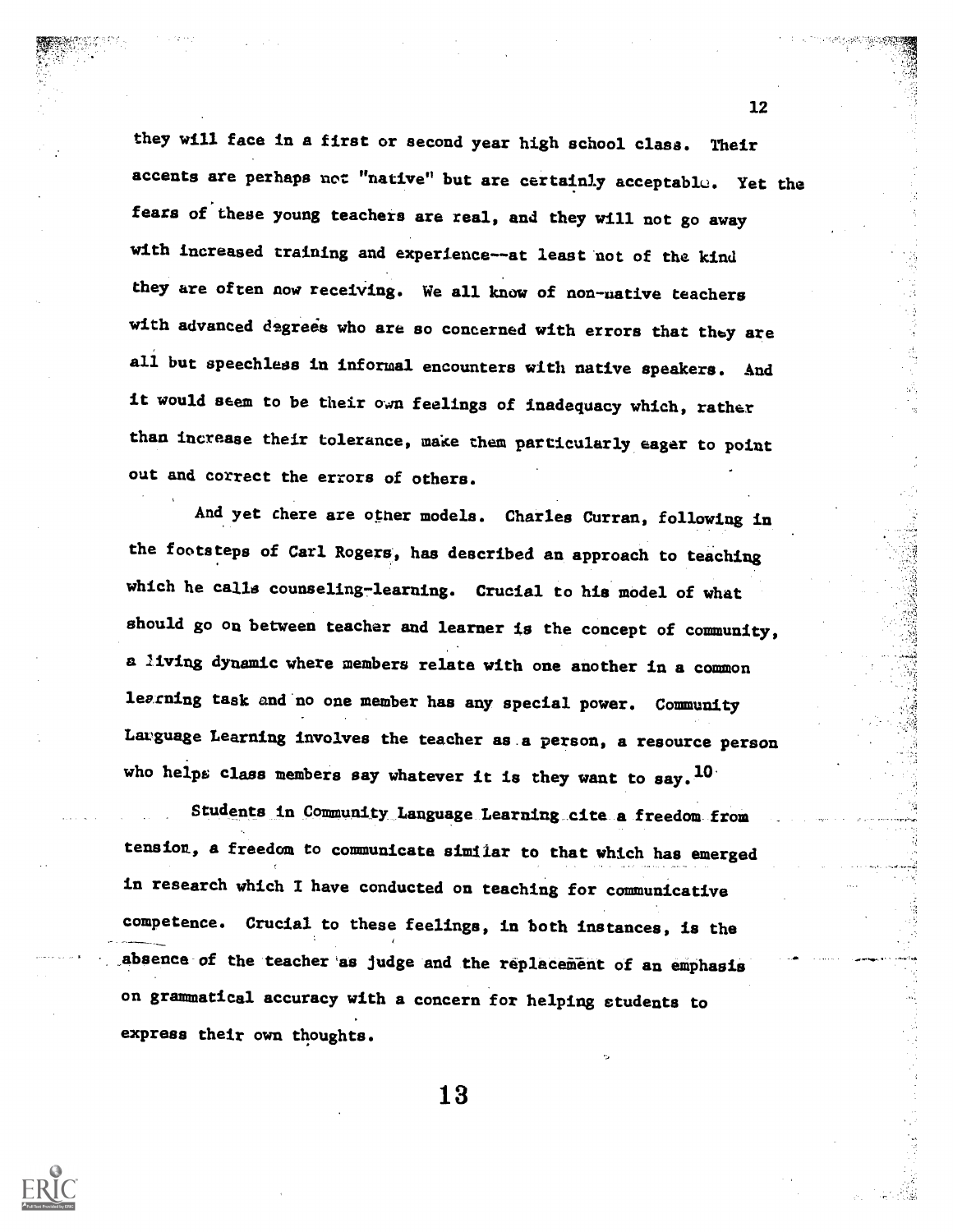they will face in a first or second year high school class. Their accents are perhaps not "native" but are certainly acceptable. Yet the fears of these young teachers are real, and they will not go away with increased training and experience--at least not of the kind they are often now receiving. We all know of non-native teachers with advanced degrees who are so concerned with errors that they are all but speechless in informal encounters with native speakers. And it would seem to be their own feelings of inadequacy which, rather than increase their tolerance, make them particularly eager to point out and correct the errors of others.

And yet there are other models. Charles Curran, following in the footsteps of Carl Rogers, has described an approach to teaching which he calls counseling-learning. Crucial to his model of what should go on between teacher and learner is the concept of community, a living dynamic where members relate with one another in a common learning task and no one member has any special power. Community Language Learning involves the teacher as a person, a resource person who helps class members say whatever it is they want to say.[10]

Students in Community Language Learning cite a freedom from tension, a freedom to communicate similar to that which has emerged in research which I have conducted on teaching for communicative competence. Crucial to these feelings, in both instances, is the absence of the teacher as judge and the replacement of an emphasis on grammatical accuracy with a concern for helping students to express their own thoughts.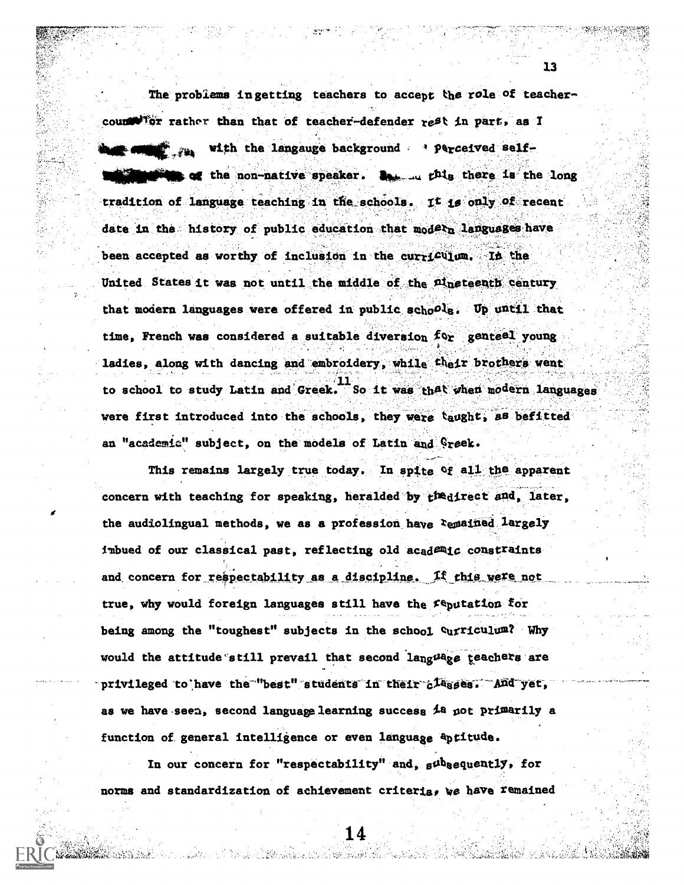The problems in getting teachers to accept the role of teacher-counselor rather than that of teacher-defender rest in part, as I [illegible] with the langauge background [illegible] perceived self-[illegible] of the non-native speaker. [illegible] this there is the long tradition of language teaching in the schools. It is only of recent date in the history of public education that modern languages have been accepted as worthy of inclusion in the curriculum. In the United States it was not until the middle of the nineteenth century that modern languages were offered in public schools. Up until that time, French was considered a suitable diversion for genteel young ladies, along with dancing and embroidery, while their brothers went to school to study Latin and Greek.[11] So it was that when modern languages were first introduced into the schools, they were taught, as befitted an "academic" subject, on the models of Latin and Greek.

This remains largely true today. In spite of all the apparent concern with teaching for speaking, heralded by the direct and, later, the audiolingual methods, we as a profession have remained largely imbued of our classical past, reflecting old academic constraints and concern for respectability as a discipline. If this were not true, why would foreign languages still have the reputation for being among the "toughest" subjects in the school curriculum? Why would the attitude still prevail that second language teachers are privileged to have the "best" students in their classes. And yet, as we have seen, second language learning success is not primarily a function of general intelligence or even language aptitude.

In our concern for "respectability" and, subsequently, for norms and standardization of achievement criteria, we have remained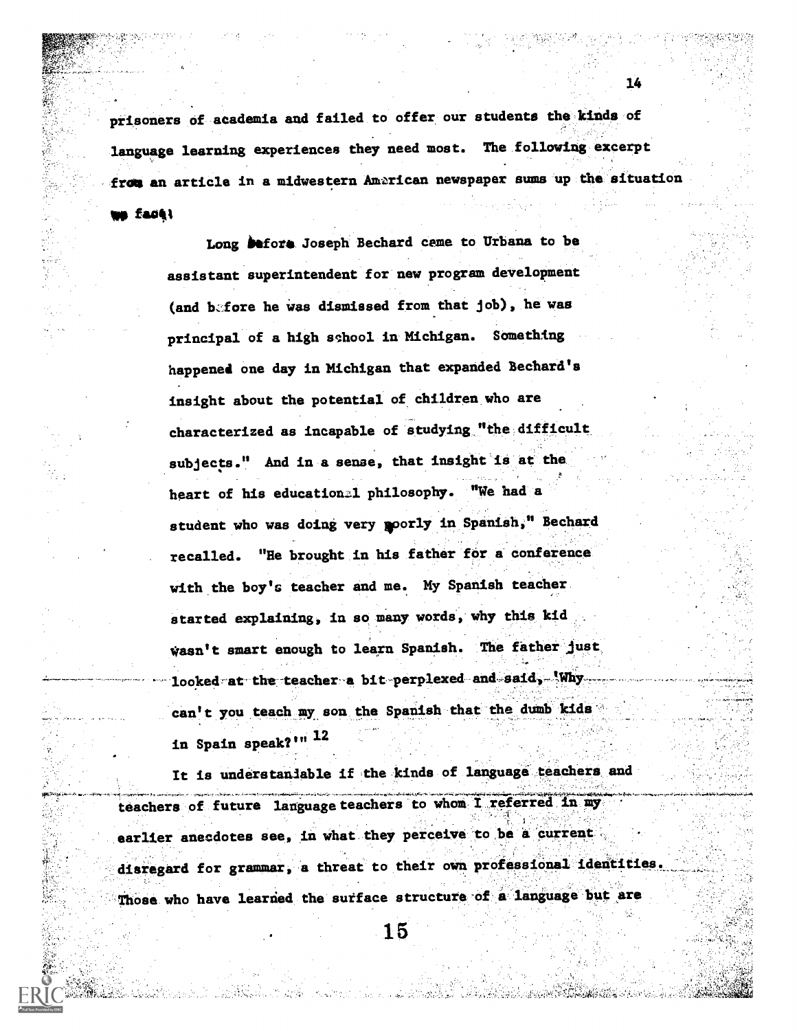prisoners of academia and failed to offer our students the kinds of language learning experiences they need most. The following excerpt from an article in a midwestern American newspaper sums up the situation we face:

> Long before Joseph Bechard came to Urbana to be assistant superintendent for new program development (and before he was dismissed from that job), he was principal of a high school in Michigan. Something happened one day in Michigan that expanded Bechard's insight about the potential of children who are characterized as incapable of studying "the difficult subjects." And in a sense, that insight is at the heart of his educational philosophy. "We had a student who was doing very poorly in Spanish," Bechard recalled. "He brought in his father for a conference with the boy's teacher and me. My Spanish teacher started explaining, in so many words, why this kid wasn't smart enough to learn Spanish. The father just looked at the teacher a bit perplexed and said, 'Why can't you teach my son the Spanish that the dumb kids in Spain speak?'"[12]

It is understandable if the kinds of language teachers and teachers of future language teachers to whom I referred in my earlier anecdotes see, in what they perceive to be a current disregard for grammar, a threat to their own professional identities. Those who have learned the surface structure of a language but are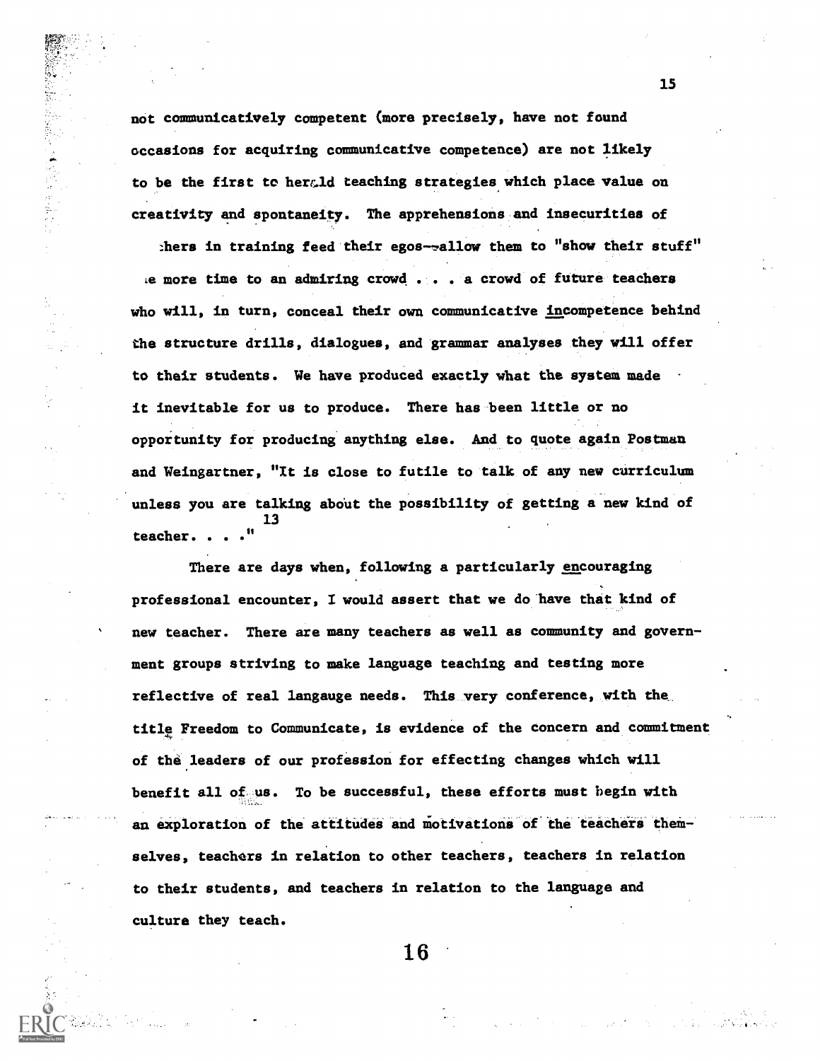not communicatively competent (more precisely, have not found occasions for acquiring communicative competence) are not likely to be the first to herald teaching strategies which place value on creativity and spontaneity. The apprehensions and insecurities of :hers in training feed their egos--allow them to "show their stuff" ie more time to an admiring crowd . . . a crowd of future teachers who will, in turn, conceal their own communicative incompetence behind the structure drills, dialogues, and grammar analyses they will offer to their students. We have produced exactly what the system made it inevitable for us to produce. There has been little or no opportunity for producing anything else. And to quote again Postman and Weingartner, "It is close to futile to talk of any new curriculum unless you are talking about the possibility of getting a new kind of teacher. . . ."[13]

There are days when, following a particularly encouraging professional encounter, I would assert that we do have that kind of new teacher. There are many teachers as well as community and government groups striving to make language teaching and testing more reflective of real langauge needs. This very conference, with the title Freedom to Communicate, is evidence of the concern and commitment of the leaders of our profession for effecting changes which will benefit all of us. To be successful, these efforts must begin with an exploration of the attitudes and motivations of the teachers themselves, teachers in relation to other teachers, teachers in relation to their students, and teachers in relation to the language and culture they teach.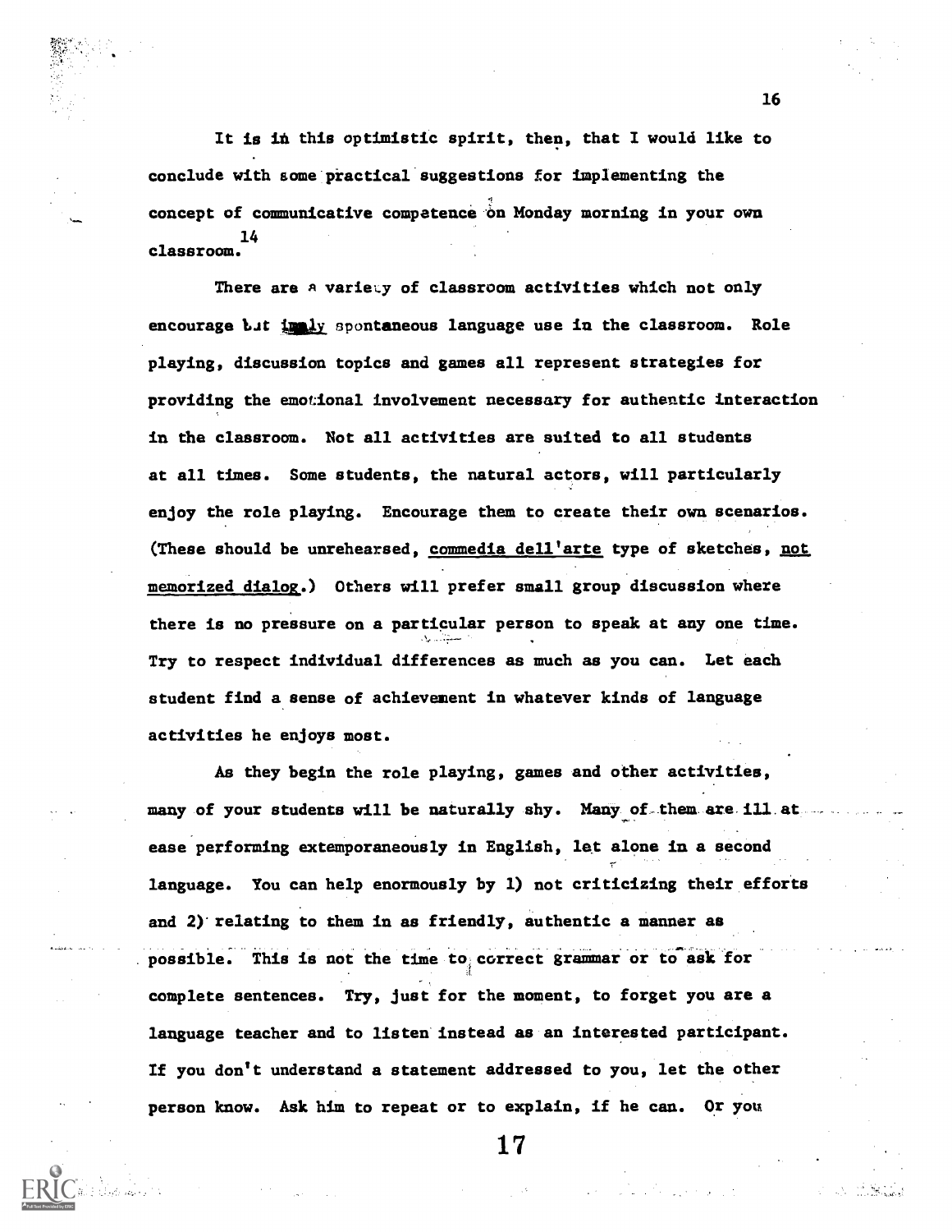It is in this optimistic spirit, then, that I would like to conclude with some practical suggestions for implementing the concept of communicative competence on Monday morning in your own classroom.[14]

There are a variety of classroom activities which not only encourage but imply spontaneous language use in the classroom. Role playing, discussion topics and games all represent strategies for providing the emotional involvement necessary for authentic interaction in the classroom. Not all activities are suited to all students at all times. Some students, the natural actors, will particularly enjoy the role playing. Encourage them to create their own scenarios. (These should be unrehearsed, commedia dell'arte type of sketches, not memorized dialog.) Others will prefer small group discussion where there is no pressure on a particular person to speak at any one time. Try to respect individual differences as much as you can. Let each student find a sense of achievement in whatever kinds of language activities he enjoys most.

As they begin the role playing, games and other activities, many of your students will be naturally shy. Many of them are ill at ease performing extemporaneously in English, let alone in a second language. You can help enormously by 1) not criticizing their efforts and 2) relating to them in as friendly, authentic a manner as possible. This is not the time to correct grammar or to ask for complete sentences. Try, just for the moment, to forget you are a language teacher and to listen instead as an interested participant. If you don't understand a statement addressed to you, let the other person know. Ask him to repeat or to explain, if he can. Or you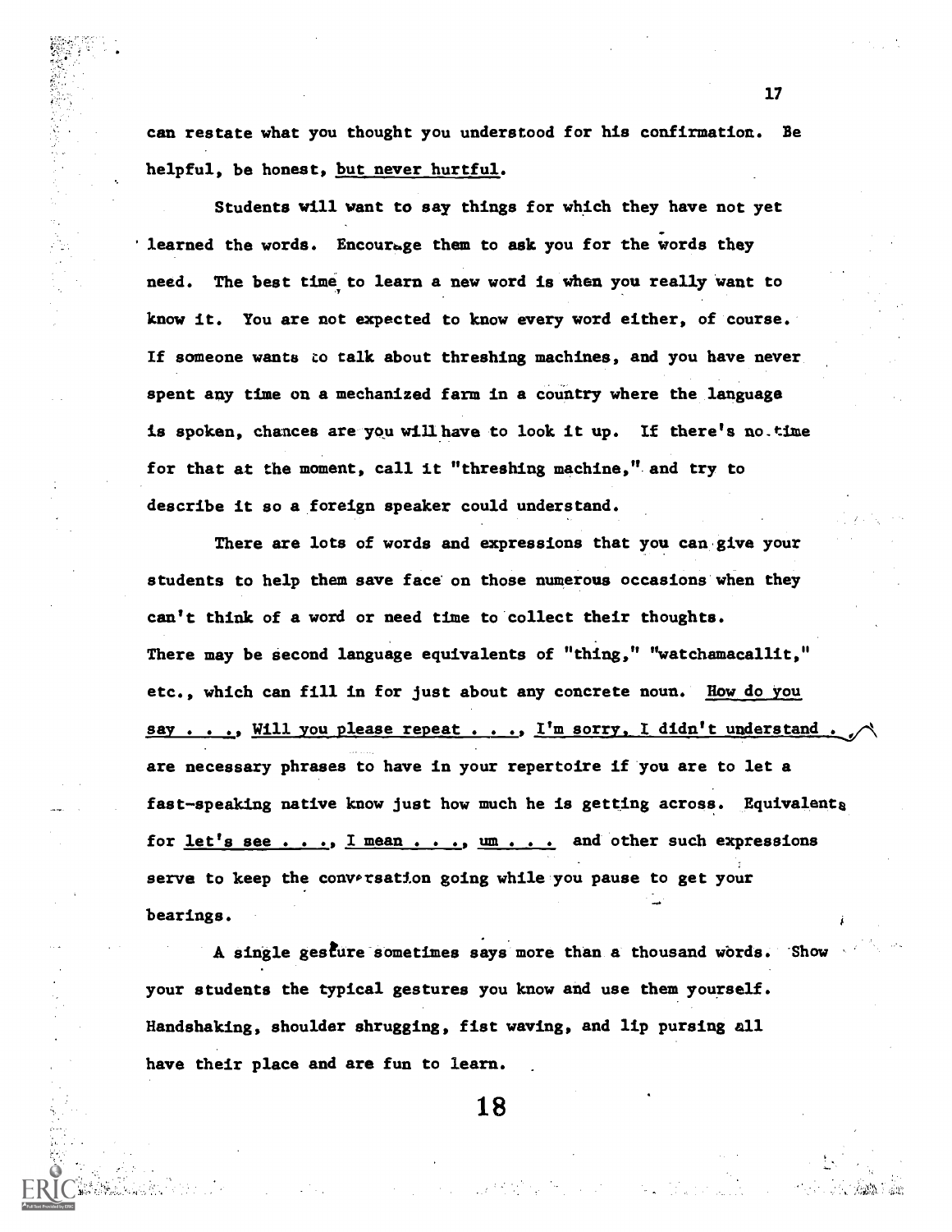can restate what you thought you understood for his confirmation. Be helpful, be honest, but never hurtful.

Students will want to say things for which they have not yet learned the words. Encourage them to ask you for the words they need. The best time to learn a new word is when you really want to know it. You are not expected to know every word either, of course. If someone wants to talk about threshing machines, and you have never spent any time on a mechanized farm in a country where the language is spoken, chances are you will have to look it up. If there's no time for that at the moment, call it "threshing machine," and try to describe it so a foreign speaker could understand.

There are lots of words and expressions that you can give your students to help them save face on those numerous occasions when they can't think of a word or need time to collect their thoughts. There may be second language equivalents of "thing," "watchamacallit," etc., which can fill in for just about any concrete noun. How do you say . . ., Will you please repeat . . ., I'm sorry, I didn't understand . . . are necessary phrases to have in your repertoire if you are to let a fast-speaking native know just how much he is getting across. Equivalents for let's see . . ., I mean . . ., um . . . and other such expressions serve to keep the conversation going while you pause to get your bearings.

A single gesture sometimes says more than a thousand words. Show your students the typical gestures you know and use them yourself. Handshaking, shoulder shrugging, fist waving, and lip pursing all have their place and are fun to learn.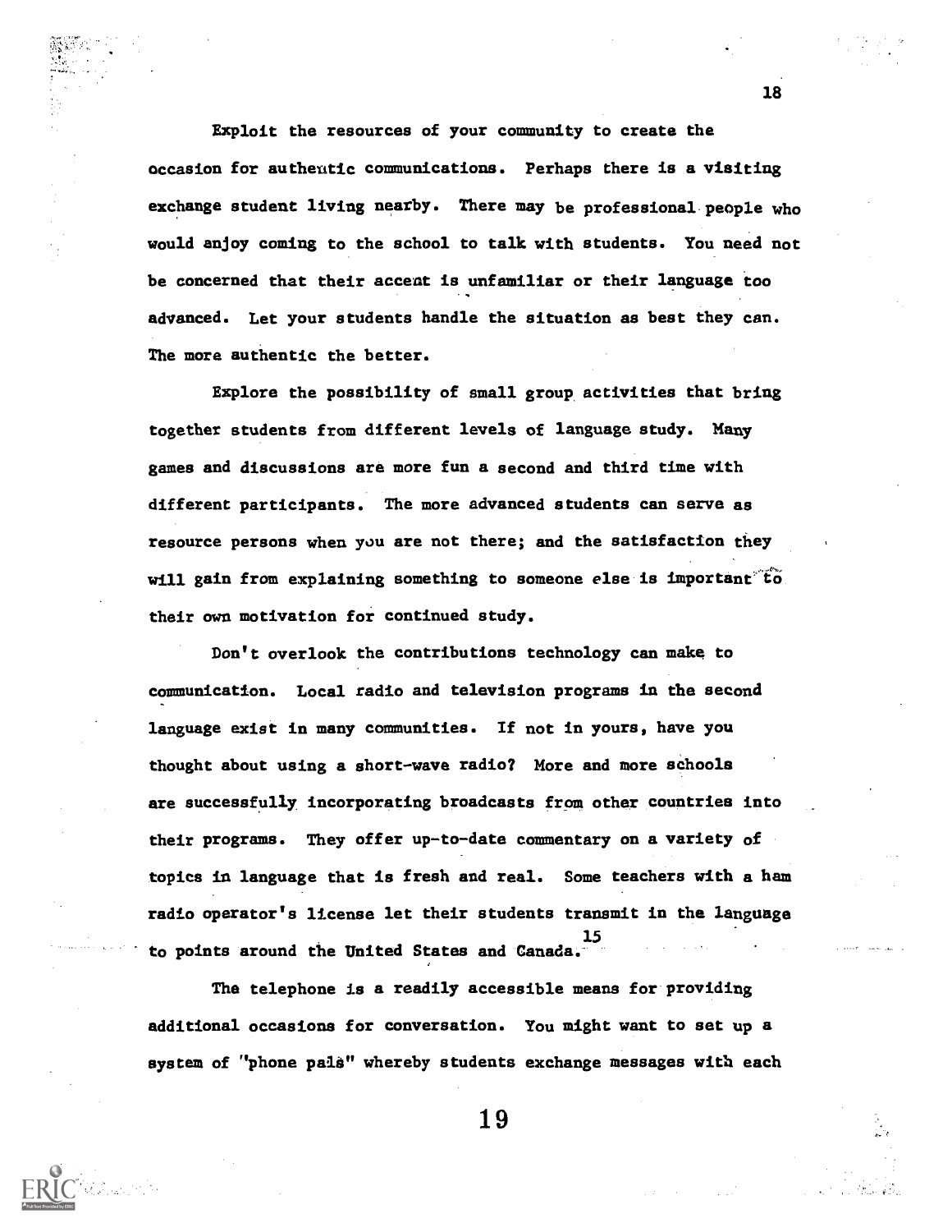Exploit the resources of your community to create the occasion for authentic communications. Perhaps there is a visiting exchange student living nearby. There may be professional people who would anjoy coming to the school to talk with students. You need not be concerned that their accent is unfamiliar or their language too advanced. Let your students handle the situation as best they can. The more authentic the better.

Explore the possibility of small group activities that bring together students from different levels of language study. Many games and discussions are more fun a second and third time with different participants. The more advanced students can serve as resource persons when you are not there; and the satisfaction they will gain from explaining something to someone else is important to their own motivation for continued study.

Don't overlook the contributions technology can make to communication. Local radio and television programs in the second language exist in many communities. If not in yours, have you thought about using a short-wave radio? More and more schools are successfully incorporating broadcasts from other countries into their programs. They offer up-to-date commentary on a variety of topics in language that is fresh and real. Some teachers with a ham radio operator's license let their students transmit in the language to points around the United States and Canada.[15]

The telephone is a readily accessible means for providing additional occasions for conversation. You might want to set up a system of "phone pals" whereby students exchange messages with each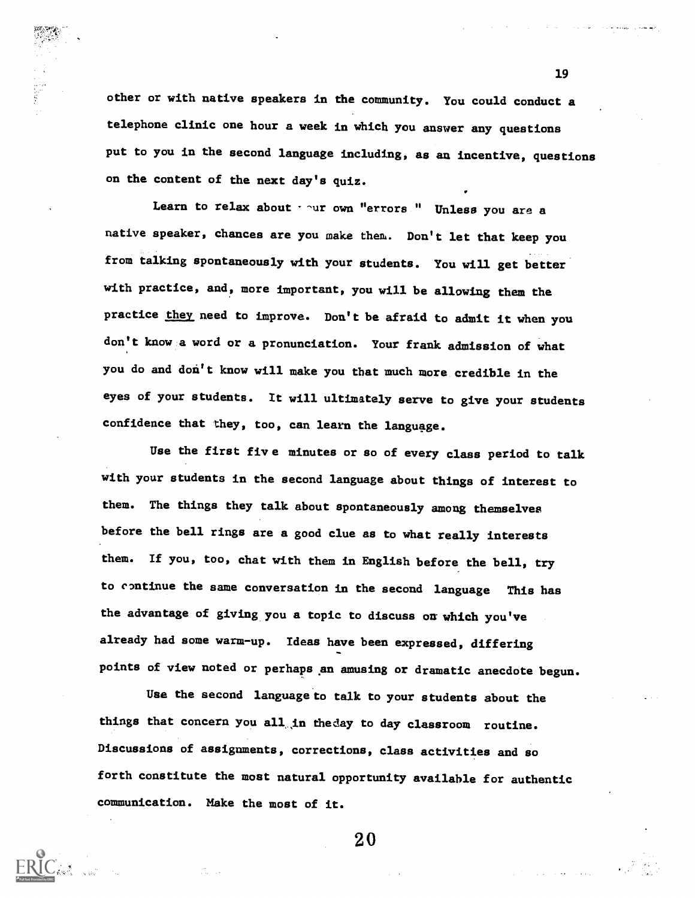other or with native speakers in the community. You could conduct a telephone clinic one hour a week in which you answer any questions put to you in the second language including, as an incentive, questions on the content of the next day's quiz.

Learn to relax about your own "errors." Unless you are a native speaker, chances are you make them. Don't let that keep you from talking spontaneously with your students. You will get better with practice, and, more important, you will be allowing them the practice they need to improve. Don't be afraid to admit it when you don't know a word or a pronunciation. Your frank admission of what you do and don't know will make you that much more credible in the eyes of your students. It will ultimately serve to give your students confidence that they, too, can learn the language.

Use the first five minutes or so of every class period to talk with your students in the second language about things of interest to them. The things they talk about spontaneously among themselves before the bell rings are a good clue as to what really interests them. If you, too, chat with them in English before the bell, try to continue the same conversation in the second language. This has the advantage of giving you a topic to discuss on which you've already had some warm-up. Ideas have been expressed, differing points of view noted or perhaps an amusing or dramatic anecdote begun.

Use the second language to talk to your students about the things that concern you all in the day to day classroom routine. Discussions of assignments, corrections, class activities and so forth constitute the most natural opportunity available for authentic communication. Make the most of it.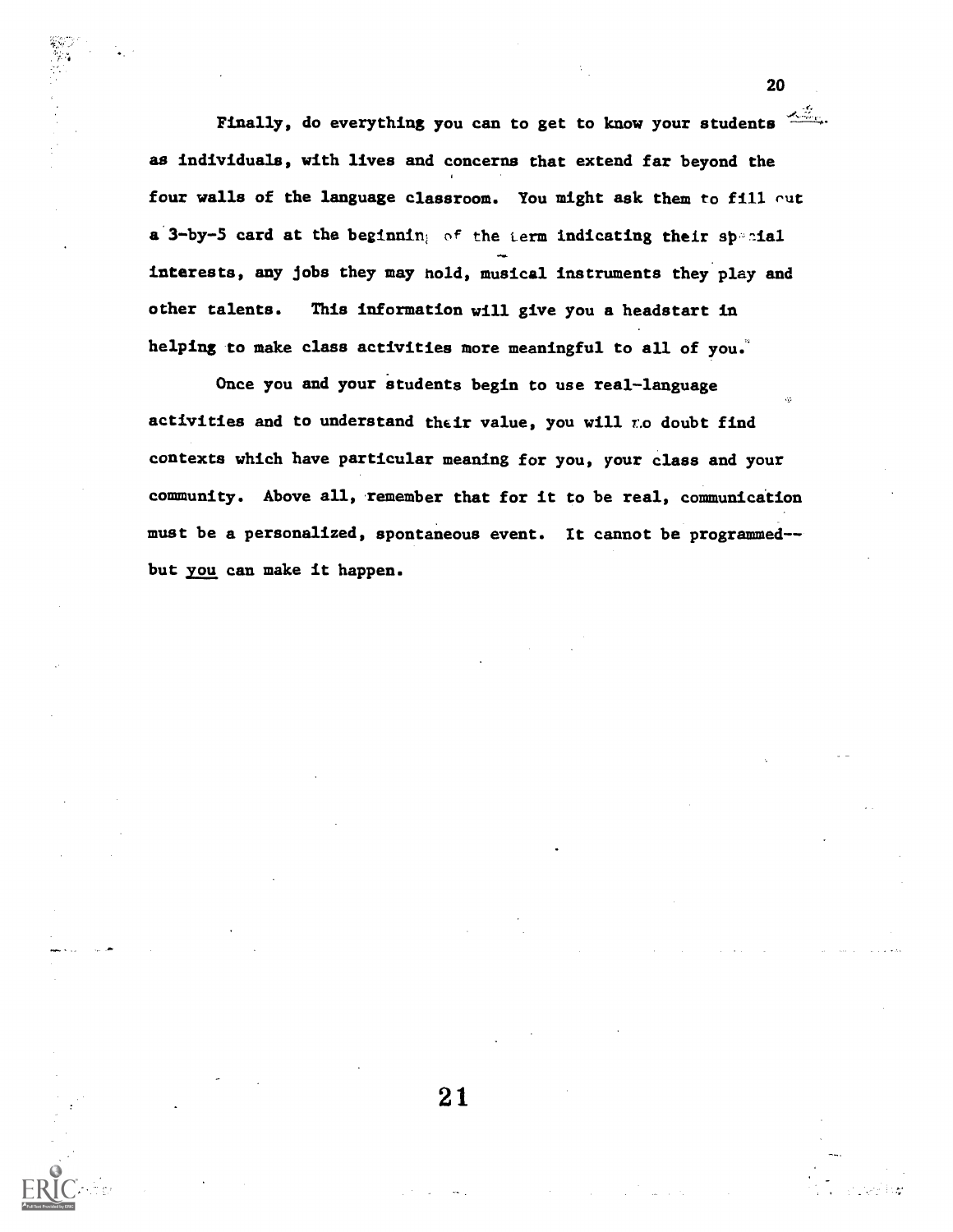Finally, do everything you can to get to know your students as individuals, with lives and concerns that extend far beyond the four walls of the language classroom. You might ask them to fill out a 3-by-5 card at the beginning of the term indicating their special interests, any jobs they may hold, musical instruments they play and other talents. This information will give you a headstart in helping to make class activities more meaningful to all of you.

Once you and your students begin to use real-language activities and to understand their value, you will no doubt find contexts which have particular meaning for you, your class and your community. Above all, remember that for it to be real, communication must be a personalized, spontaneous event. It cannot be programmed--but <u>you</u> can make it happen.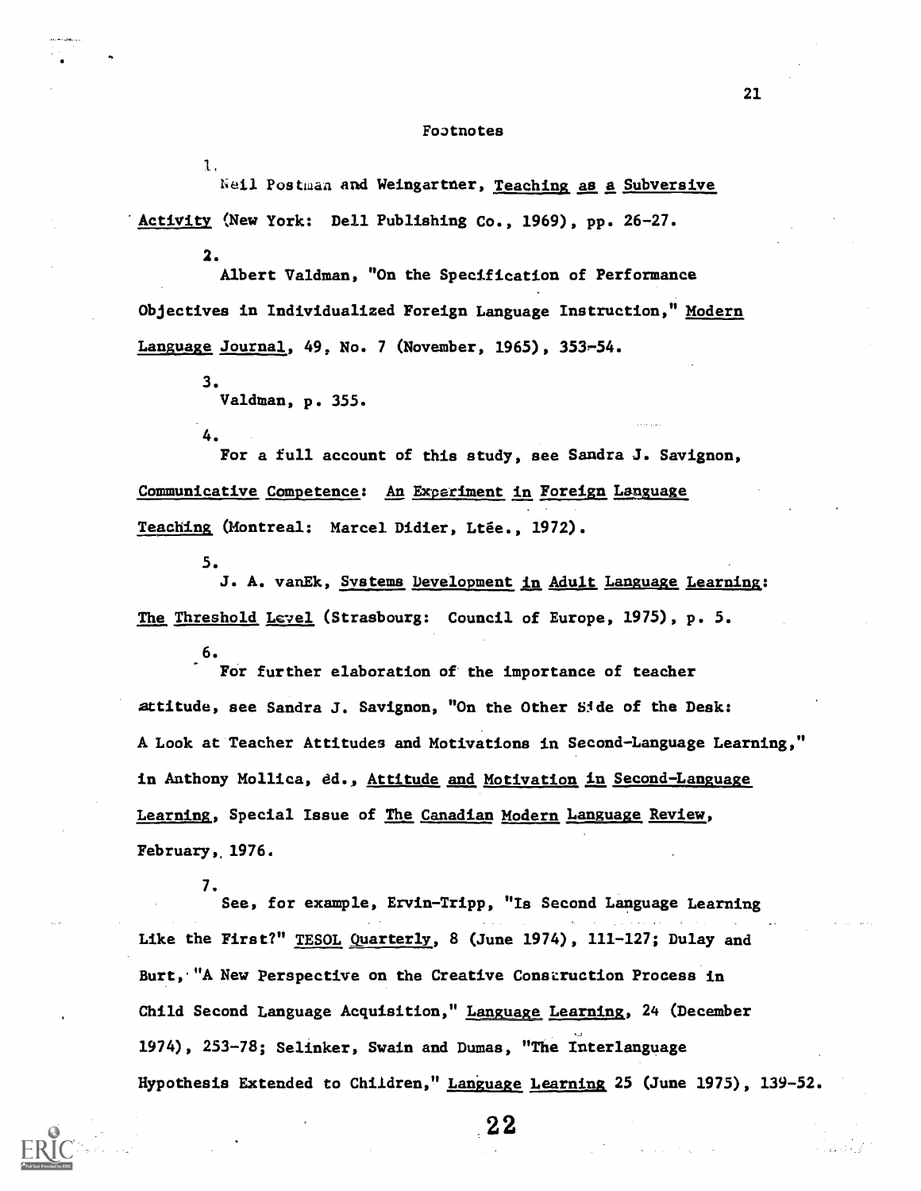## Footnotes

1. Neil Postman and Weingartner, Teaching as a Subversive Activity (New York: Dell Publishing Co., 1969), pp. 26-27.

2. Albert Valdman, "On the Specification of Performance Objectives in Individualized Foreign Language Instruction," Modern Language Journal, 49, No. 7 (November, 1965), 353-54.

3. Valdman, p. 355.

4. For a full account of this study, see Sandra J. Savignon, Communicative Competence: An Experiment in Foreign Language Teaching (Montreal: Marcel Didier, Ltée., 1972).

5. J. A. vanEk, Systems Development in Adult Language Learning: The Threshold Level (Strasbourg: Council of Europe, 1975), p. 5.

6. For further elaboration of the importance of teacher attitude, see Sandra J. Savignon, "On the Other Side of the Desk: A Look at Teacher Attitudes and Motivations in Second-Language Learning," in Anthony Mollica, ed., Attitude and Motivation in Second-Language Learning, Special Issue of The Canadian Modern Language Review, February, 1976.

7. See, for example, Ervin-Tripp, "Is Second Language Learning Like the First?" TESOL Quarterly, 8 (June 1974), 111-127; Dulay and Burt, "A New Perspective on the Creative Construction Process in Child Second Language Acquisition," Language Learning, 24 (December 1974), 253-78; Selinker, Swain and Dumas, "The Interlanguage Hypothesis Extended to Children," Language Learning 25 (June 1975), 139-52.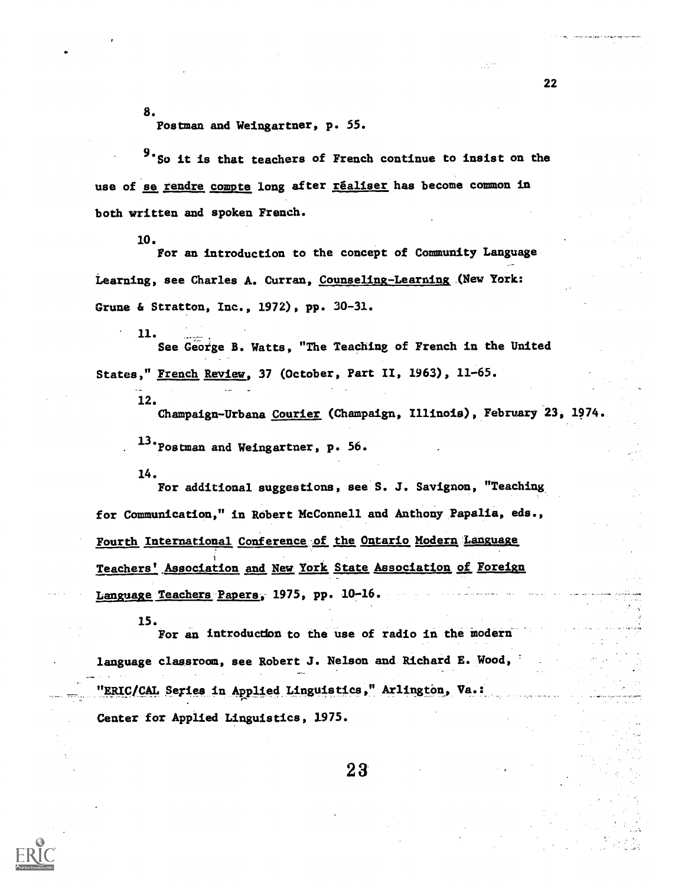8. Postman and Weingartner, p. 55.

9. So it is that teachers of French continue to insist on the use of <u>se rendre compte</u> long after <u>réaliser</u> has become common in both written and spoken French.

10. For an introduction to the concept of Community Language Learning, see Charles A. Curran, <u>Counseling-Learning</u> (New York: Grune & Stratton, Inc., 1972), pp. 30-31.

11. See George B. Watts, "The Teaching of French in the United States," <u>French Review</u>, 37 (October, Part II, 1963), 11-65.

12. Champaign-Urbana <u>Courier</u> (Champaign, Illinois), February 23, 1974.

13. Postman and Weingartner, p. 56.

14. For additional suggestions, see S. J. Savignon, "Teaching for Communication," in Robert McConnell and Anthony Papalia, eds., <u>Fourth International Conference of the Ontario Modern Language Teachers' Association and New York State Association of Foreign Language Teachers Papers</u>, 1975, pp. 10-16.

15. For an introduction to the use of radio in the modern language classroom, see Robert J. Nelson and Richard E. Wood, "ERIC/CAL Series in Applied Linguistics," Arlington, Va.: Center for Applied Linguistics, 1975.